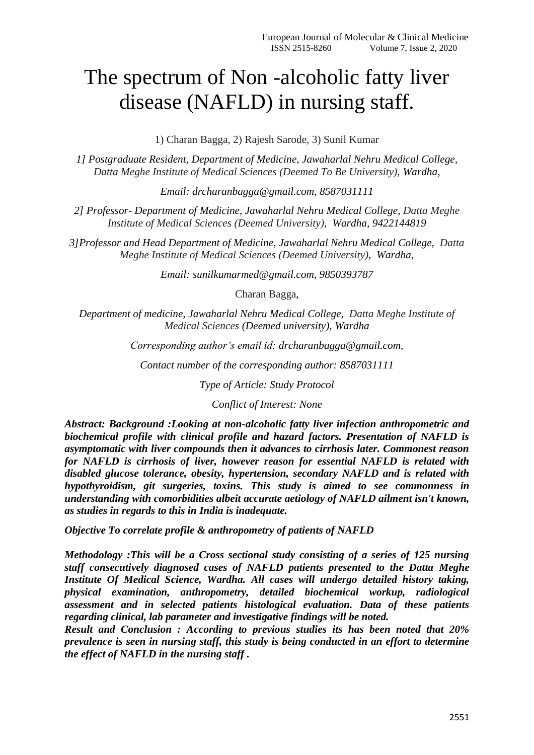# The spectrum of Non -alcoholic fatty liver disease (NAFLD) in nursing staff.

1) Charan Bagga, 2) Rajesh Sarode, 3) Sunil Kumar

*1] Postgraduate Resident, Department of Medicine, Jawaharlal Nehru Medical College, Datta Meghe Institute of Medical Sciences (Deemed To Be University), Wardha,*

*Email: drcharanbagga@gmail.com, 8587031111*

*2] Professor- Department of Medicine, Jawaharlal Nehru Medical College, Datta Meghe Institute of Medical Sciences (Deemed University), Wardha, 9422144819*

*3]Professor and Head Department of Medicine, Jawaharlal Nehru Medical College, Datta Meghe Institute of Medical Sciences (Deemed University), Wardha,*

*Email: sunilkumarmed@gmail.com, 9850393787*

Charan Bagga,

*Department of medicine, Jawaharlal Nehru Medical College, Datta Meghe Institute of Medical Sciences (Deemed university), Wardha*

*Corresponding author's email id: drcharanbagga@gmail.com,*

*Contact number of the corresponding author: 8587031111*

*Type of Article: Study Protocol*

*Conflict of Interest: None*

***Abstract: Background :Looking at non-alcoholic fatty liver infection anthropometric and biochemical profile with clinical profile and hazard factors. Presentation of NAFLD is asymptomatic with liver compounds then it advances to cirrhosis later. Commonest reason for NAFLD is cirrhosis of liver, however reason for essential NAFLD is related with disabled glucose tolerance, obesity, hypertension, secondary NAFLD and is related with hypothyroidism, git surgeries, toxins. This study is aimed to see commonness in understanding with comorbidities albeit accurate aetiology of NAFLD ailment isn't known, as studies in regards to this in India is inadequate.***

***Objective To correlate profile & anthropometry of patients of NAFLD***

***Methodology :This will be a Cross sectional study consisting of a series of 125 nursing staff consecutively diagnosed cases of NAFLD patients presented to the Datta Meghe Institute Of Medical Science, Wardha. All cases will undergo detailed history taking, physical examination, anthropometry, detailed biochemical workup, radiological assessment and in selected patients histological evaluation. Data of these patients regarding clinical, lab parameter and investigative findings will be noted.***

***Result and Conclusion : According to previous studies its has been noted that 20% prevalence is seen in nursing staff, this study is being conducted in an effort to determine the effect of NAFLD in the nursing staff .***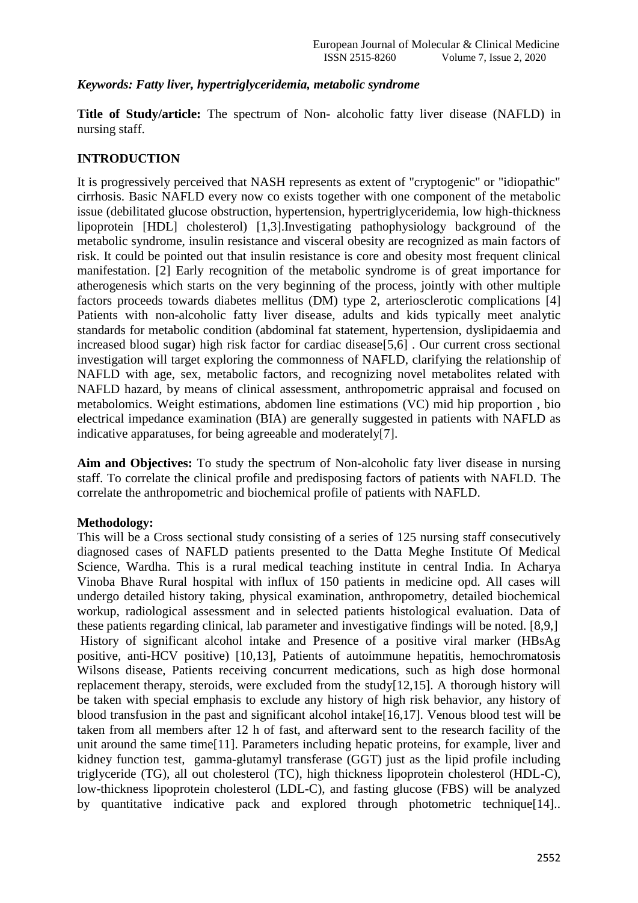*Keywords: Fatty liver, hypertriglyceridemia, metabolic syndrome*

**Title of Study/article:** The spectrum of Non- alcoholic fatty liver disease (NAFLD) in nursing staff.

## INTRODUCTION

It is progressively perceived that NASH represents as extent of "cryptogenic" or "idiopathic" cirrhosis. Basic NAFLD every now co exists together with one component of the metabolic issue (debilitated glucose obstruction, hypertension, hypertriglyceridemia, low high-thickness lipoprotein [HDL] cholesterol) [1,3].Investigating pathophysiology background of the metabolic syndrome, insulin resistance and visceral obesity are recognized as main factors of risk. It could be pointed out that insulin resistance is core and obesity most frequent clinical manifestation. [2] Early recognition of the metabolic syndrome is of great importance for atherogenesis which starts on the very beginning of the process, jointly with other multiple factors proceeds towards diabetes mellitus (DM) type 2, arteriosclerotic complications [4] Patients with non-alcoholic fatty liver disease, adults and kids typically meet analytic standards for metabolic condition (abdominal fat statement, hypertension, dyslipidaemia and increased blood sugar) high risk factor for cardiac disease[5,6] . Our current cross sectional investigation will target exploring the commonness of NAFLD, clarifying the relationship of NAFLD with age, sex, metabolic factors, and recognizing novel metabolites related with NAFLD hazard, by means of clinical assessment, anthropometric appraisal and focused on metabolomics. Weight estimations, abdomen line estimations (VC) mid hip proportion , bio electrical impedance examination (BIA) are generally suggested in patients with NAFLD as indicative apparatuses, for being agreeable and moderately[7].

**Aim and Objectives:** To study the spectrum of Non-alcoholic faty liver disease in nursing staff. To correlate the clinical profile and predisposing factors of patients with NAFLD. The correlate the anthropometric and biochemical profile of patients with NAFLD.

**Methodology:**

This will be a Cross sectional study consisting of a series of 125 nursing staff consecutively diagnosed cases of NAFLD patients presented to the Datta Meghe Institute Of Medical Science, Wardha. This is a rural medical teaching institute in central India. In Acharya Vinoba Bhave Rural hospital with influx of 150 patients in medicine opd. All cases will undergo detailed history taking, physical examination, anthropometry, detailed biochemical workup, radiological assessment and in selected patients histological evaluation. Data of these patients regarding clinical, lab parameter and investigative findings will be noted. [8,9,] History of significant alcohol intake and Presence of a positive viral marker (HBsAg positive, anti-HCV positive) [10,13], Patients of autoimmune hepatitis, hemochromatosis Wilsons disease, Patients receiving concurrent medications, such as high dose hormonal replacement therapy, steroids, were excluded from the study[12,15]. A thorough history will be taken with special emphasis to exclude any history of high risk behavior, any history of blood transfusion in the past and significant alcohol intake[16,17]. Venous blood test will be taken from all members after 12 h of fast, and afterward sent to the research facility of the unit around the same time[11]. Parameters including hepatic proteins, for example, liver and kidney function test, gamma-glutamyl transferase (GGT) just as the lipid profile including triglyceride (TG), all out cholesterol (TC), high thickness lipoprotein cholesterol (HDL-C), low-thickness lipoprotein cholesterol (LDL-C), and fasting glucose (FBS) will be analyzed by quantitative indicative pack and explored through photometric technique[14]..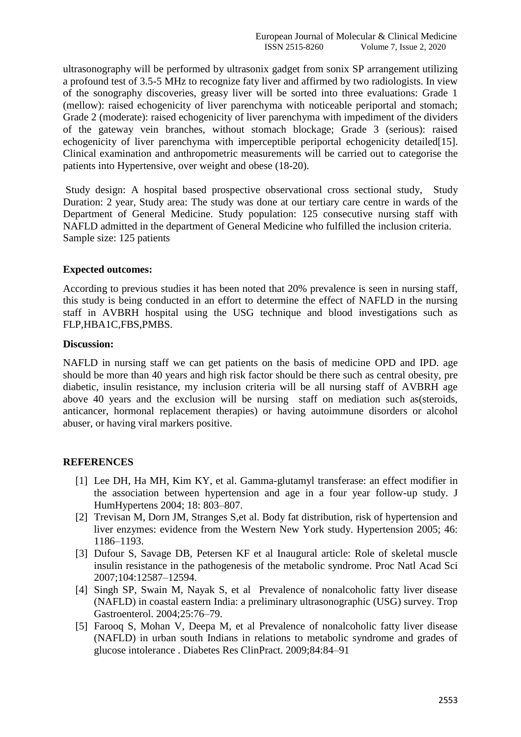ultrasonography will be performed by ultrasonix gadget from sonix SP arrangement utilizing a profound test of 3.5-5 MHz to recognize faty liver and affirmed by two radiologists. In view of the sonography discoveries, greasy liver will be sorted into three evaluations: Grade 1 (mellow): raised echogenicity of liver parenchyma with noticeable periportal and stomach; Grade 2 (moderate): raised echogenicity of liver parenchyma with impediment of the dividers of the gateway vein branches, without stomach blockage; Grade 3 (serious): raised echogenicity of liver parenchyma with imperceptible periportal echogenicity detailed[15]. Clinical examination and anthropometric measurements will be carried out to categorise the patients into Hypertensive, over weight and obese (18-20).

Study design: A hospital based prospective observational cross sectional study, Study Duration: 2 year, Study area: The study was done at our tertiary care centre in wards of the Department of General Medicine. Study population: 125 consecutive nursing staff with NAFLD admitted in the department of General Medicine who fulfilled the inclusion criteria. Sample size: 125 patients

**Expected outcomes:**

According to previous studies it has been noted that 20% prevalence is seen in nursing staff, this study is being conducted in an effort to determine the effect of NAFLD in the nursing staff in AVBRH hospital using the USG technique and blood investigations such as FLP,HBA1C,FBS,PMBS.

**Discussion:**

NAFLD in nursing staff we can get patients on the basis of medicine OPD and IPD. age should be more than 40 years and high risk factor should be there such as central obesity, pre diabetic, insulin resistance, my inclusion criteria will be all nursing staff of AVBRH age above 40 years and the exclusion will be nursing staff on mediation such as(steroids, anticancer, hormonal replacement therapies) or having autoimmune disorders or alcohol abuser, or having viral markers positive.

**REFERENCES**

[1] Lee DH, Ha MH, Kim KY, et al. Gamma-glutamyl transferase: an effect modifier in the association between hypertension and age in a four year follow-up study. J HumHypertens 2004; 18: 803–807.

[2] Trevisan M, Dorn JM, Stranges S,et al. Body fat distribution, risk of hypertension and liver enzymes: evidence from the Western New York study. Hypertension 2005; 46: 1186–1193.

[3] Dufour S, Savage DB, Petersen KF et al Inaugural article: Role of skeletal muscle insulin resistance in the pathogenesis of the metabolic syndrome. Proc Natl Acad Sci 2007;104:12587–12594.

[4] Singh SP, Swain M, Nayak S, et al Prevalence of nonalcoholic fatty liver disease (NAFLD) in coastal eastern India: a preliminary ultrasonographic (USG) survey. Trop Gastroenterol. 2004;25:76–79.

[5] Farooq S, Mohan V, Deepa M, et al Prevalence of nonalcoholic fatty liver disease (NAFLD) in urban south Indians in relations to metabolic syndrome and grades of glucose intolerance . Diabetes Res ClinPract. 2009;84:84–91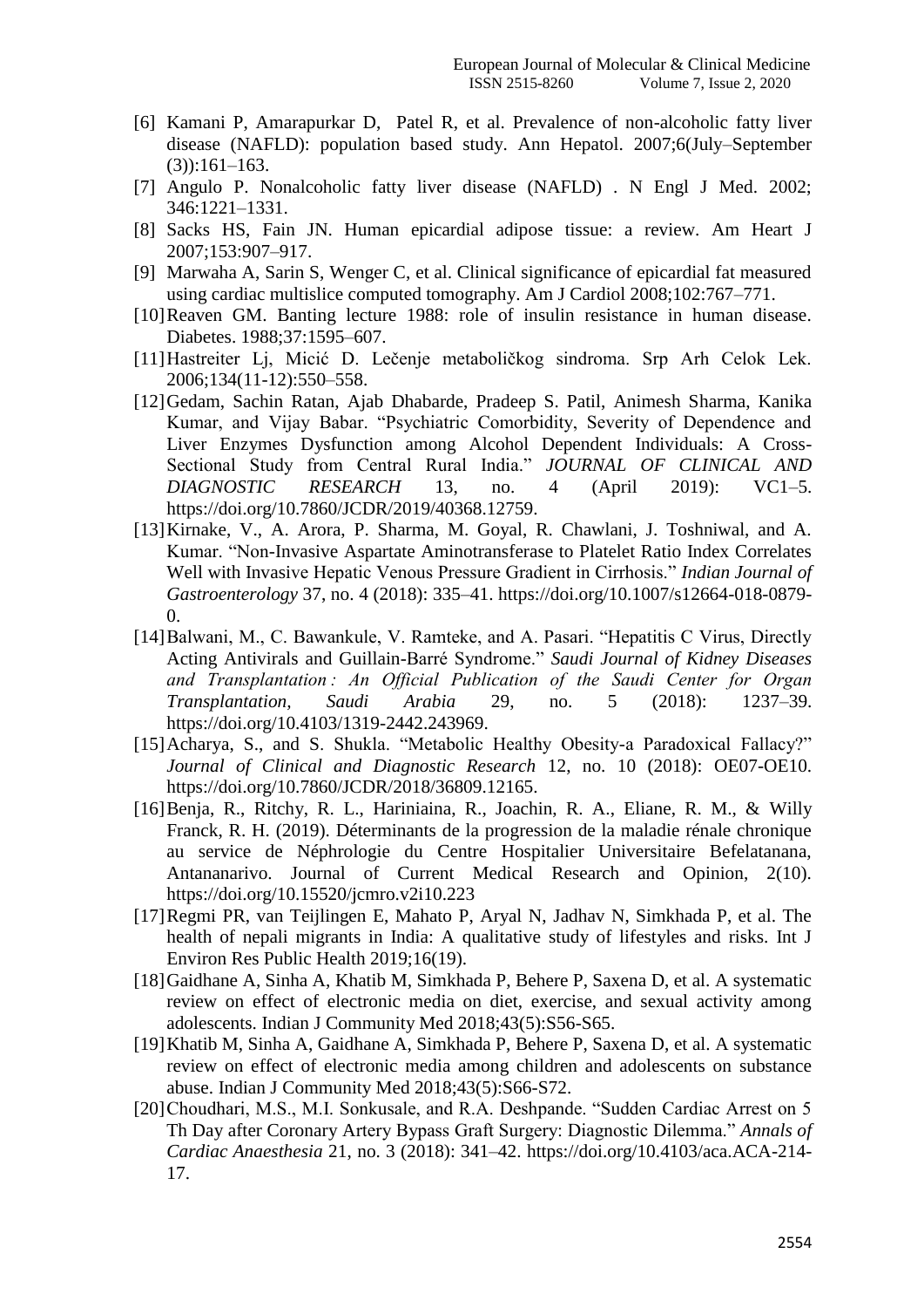[6] Kamani P, Amarapurkar D, Patel R, et al. Prevalence of non-alcoholic fatty liver disease (NAFLD): population based study. Ann Hepatol. 2007;6(July–September (3)):161–163.

[7] Angulo P. Nonalcoholic fatty liver disease (NAFLD) . N Engl J Med. 2002; 346:1221–1331.

[8] Sacks HS, Fain JN. Human epicardial adipose tissue: a review. Am Heart J 2007;153:907–917.

[9] Marwaha A, Sarin S, Wenger C, et al. Clinical significance of epicardial fat measured using cardiac multislice computed tomography. Am J Cardiol 2008;102:767–771.

[10] Reaven GM. Banting lecture 1988: role of insulin resistance in human disease. Diabetes. 1988;37:1595–607.

[11] Hastreiter Lj, Micić D. Lečenje metaboličkog sindroma. Srp Arh Celok Lek. 2006;134(11-12):550–558.

[12] Gedam, Sachin Ratan, Ajab Dhabarde, Pradeep S. Patil, Animesh Sharma, Kanika Kumar, and Vijay Babar. "Psychiatric Comorbidity, Severity of Dependence and Liver Enzymes Dysfunction among Alcohol Dependent Individuals: A Cross-Sectional Study from Central Rural India." *JOURNAL OF CLINICAL AND DIAGNOSTIC RESEARCH* 13, no. 4 (April 2019): VC1–5. https://doi.org/10.7860/JCDR/2019/40368.12759.

[13] Kirnake, V., A. Arora, P. Sharma, M. Goyal, R. Chawlani, J. Toshniwal, and A. Kumar. "Non-Invasive Aspartate Aminotransferase to Platelet Ratio Index Correlates Well with Invasive Hepatic Venous Pressure Gradient in Cirrhosis." *Indian Journal of Gastroenterology* 37, no. 4 (2018): 335–41. https://doi.org/10.1007/s12664-018-0879-0.

[14] Balwani, M., C. Bawankule, V. Ramteke, and A. Pasari. "Hepatitis C Virus, Directly Acting Antivirals and Guillain-Barré Syndrome." *Saudi Journal of Kidney Diseases and Transplantation : An Official Publication of the Saudi Center for Organ Transplantation, Saudi Arabia* 29, no. 5 (2018): 1237–39. https://doi.org/10.4103/1319-2442.243969.

[15] Acharya, S., and S. Shukla. "Metabolic Healthy Obesity-a Paradoxical Fallacy?" *Journal of Clinical and Diagnostic Research* 12, no. 10 (2018): OE07-OE10. https://doi.org/10.7860/JCDR/2018/36809.12165.

[16] Benja, R., Ritchy, R. L., Hariniaina, R., Joachin, R. A., Eliane, R. M., & Willy Franck, R. H. (2019). Déterminants de la progression de la maladie rénale chronique au service de Néphrologie du Centre Hospitalier Universitaire Befelatanana, Antananarivo. Journal of Current Medical Research and Opinion, 2(10). https://doi.org/10.15520/jcmro.v2i10.223

[17] Regmi PR, van Teijlingen E, Mahato P, Aryal N, Jadhav N, Simkhada P, et al. The health of nepali migrants in India: A qualitative study of lifestyles and risks. Int J Environ Res Public Health 2019;16(19).

[18] Gaidhane A, Sinha A, Khatib M, Simkhada P, Behere P, Saxena D, et al. A systematic review on effect of electronic media on diet, exercise, and sexual activity among adolescents. Indian J Community Med 2018;43(5):S56-S65.

[19] Khatib M, Sinha A, Gaidhane A, Simkhada P, Behere P, Saxena D, et al. A systematic review on effect of electronic media among children and adolescents on substance abuse. Indian J Community Med 2018;43(5):S66-S72.

[20] Choudhari, M.S., M.I. Sonkusale, and R.A. Deshpande. "Sudden Cardiac Arrest on 5 Th Day after Coronary Artery Bypass Graft Surgery: Diagnostic Dilemma." *Annals of Cardiac Anaesthesia* 21, no. 3 (2018): 341–42. https://doi.org/10.4103/aca.ACA-214-17.